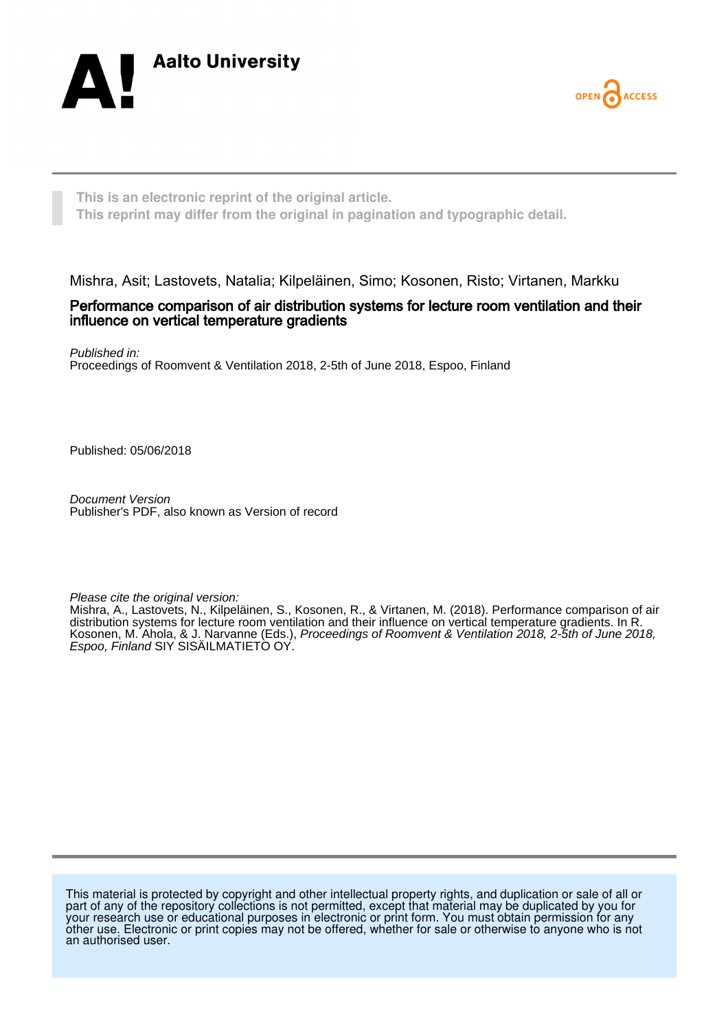Aalto University

OPEN ACCESS

**This is an electronic reprint of the original article.**
**This reprint may differ from the original in pagination and typographic detail.**

Mishra, Asit; Lastovets, Natalia; Kilpeläinen, Simo; Kosonen, Risto; Virtanen, Markku

# Performance comparison of air distribution systems for lecture room ventilation and their influence on vertical temperature gradients

*Published in:*
Proceedings of Roomvent & Ventilation 2018, 2-5th of June 2018, Espoo, Finland

Published: 05/06/2018

*Document Version*
Publisher's PDF, also known as Version of record

*Please cite the original version:*
Mishra, A., Lastovets, N., Kilpeläinen, S., Kosonen, R., & Virtanen, M. (2018). Performance comparison of air distribution systems for lecture room ventilation and their influence on vertical temperature gradients. In R. Kosonen, M. Ahola, & J. Narvanne (Eds.), *Proceedings of Roomvent & Ventilation 2018, 2-5th of June 2018, Espoo, Finland* SIY SISÄILMATIETO OY.

This material is protected by copyright and other intellectual property rights, and duplication or sale of all or part of any of the repository collections is not permitted, except that material may be duplicated by you for your research use or educational purposes in electronic or print form. You must obtain permission for any other use. Electronic or print copies may not be offered, whether for sale or otherwise to anyone who is not an authorised user.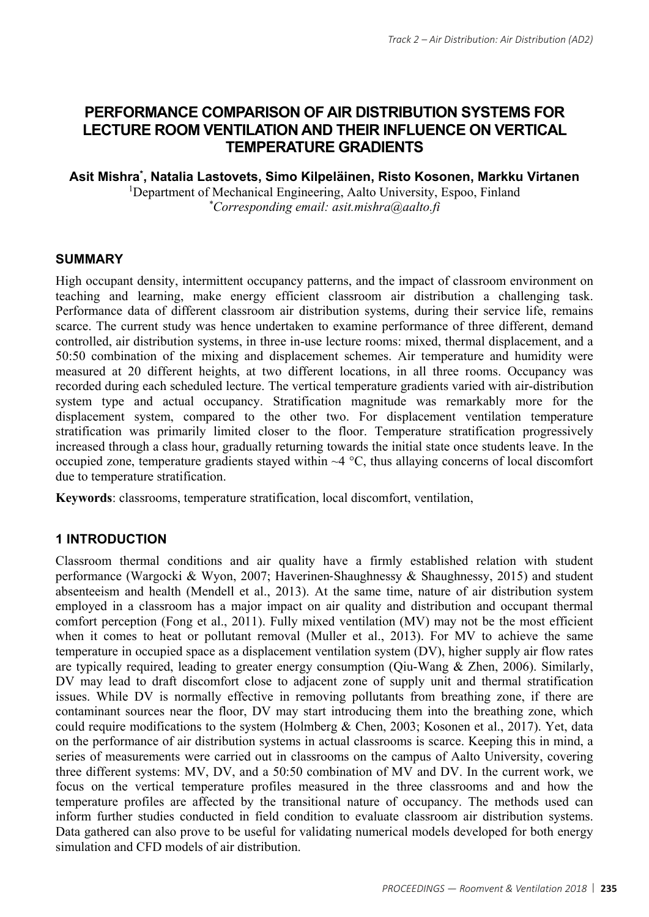# PERFORMANCE COMPARISON OF AIR DISTRIBUTION SYSTEMS FOR LECTURE ROOM VENTILATION AND THEIR INFLUENCE ON VERTICAL TEMPERATURE GRADIENTS

**Asit Mishra*, Natalia Lastovets, Simo Kilpeläinen, Risto Kosonen, Markku Virtanen**

[1]Department of Mechanical Engineering, Aalto University, Espoo, Finland
*\*Corresponding email: asit.mishra@aalto.fi*

## SUMMARY

High occupant density, intermittent occupancy patterns, and the impact of classroom environment on teaching and learning, make energy efficient classroom air distribution a challenging task. Performance data of different classroom air distribution systems, during their service life, remains scarce. The current study was hence undertaken to examine performance of three different, demand controlled, air distribution systems, in three in-use lecture rooms: mixed, thermal displacement, and a 50:50 combination of the mixing and displacement schemes. Air temperature and humidity were measured at 20 different heights, at two different locations, in all three rooms. Occupancy was recorded during each scheduled lecture. The vertical temperature gradients varied with air-distribution system type and actual occupancy. Stratification magnitude was remarkably more for the displacement system, compared to the other two. For displacement ventilation temperature stratification was primarily limited closer to the floor. Temperature stratification progressively increased through a class hour, gradually returning towards the initial state once students leave. In the occupied zone, temperature gradients stayed within ~4 °C, thus allaying concerns of local discomfort due to temperature stratification.

**Keywords**: classrooms, temperature stratification, local discomfort, ventilation,

## 1 INTRODUCTION

Classroom thermal conditions and air quality have a firmly established relation with student performance (Wargocki & Wyon, 2007; Haverinen-Shaughnessy & Shaughnessy, 2015) and student absenteeism and health (Mendell et al., 2013). At the same time, nature of air distribution system employed in a classroom has a major impact on air quality and distribution and occupant thermal comfort perception (Fong et al., 2011). Fully mixed ventilation (MV) may not be the most efficient when it comes to heat or pollutant removal (Muller et al., 2013). For MV to achieve the same temperature in occupied space as a displacement ventilation system (DV), higher supply air flow rates are typically required, leading to greater energy consumption (Qiu-Wang & Zhen, 2006). Similarly, DV may lead to draft discomfort close to adjacent zone of supply unit and thermal stratification issues. While DV is normally effective in removing pollutants from breathing zone, if there are contaminant sources near the floor, DV may start introducing them into the breathing zone, which could require modifications to the system (Holmberg & Chen, 2003; Kosonen et al., 2017). Yet, data on the performance of air distribution systems in actual classrooms is scarce. Keeping this in mind, a series of measurements were carried out in classrooms on the campus of Aalto University, covering three different systems: MV, DV, and a 50:50 combination of MV and DV. In the current work, we focus on the vertical temperature profiles measured in the three classrooms and and how the temperature profiles are affected by the transitional nature of occupancy. The methods used can inform further studies conducted in field condition to evaluate classroom air distribution systems. Data gathered can also prove to be useful for validating numerical models developed for both energy simulation and CFD models of air distribution.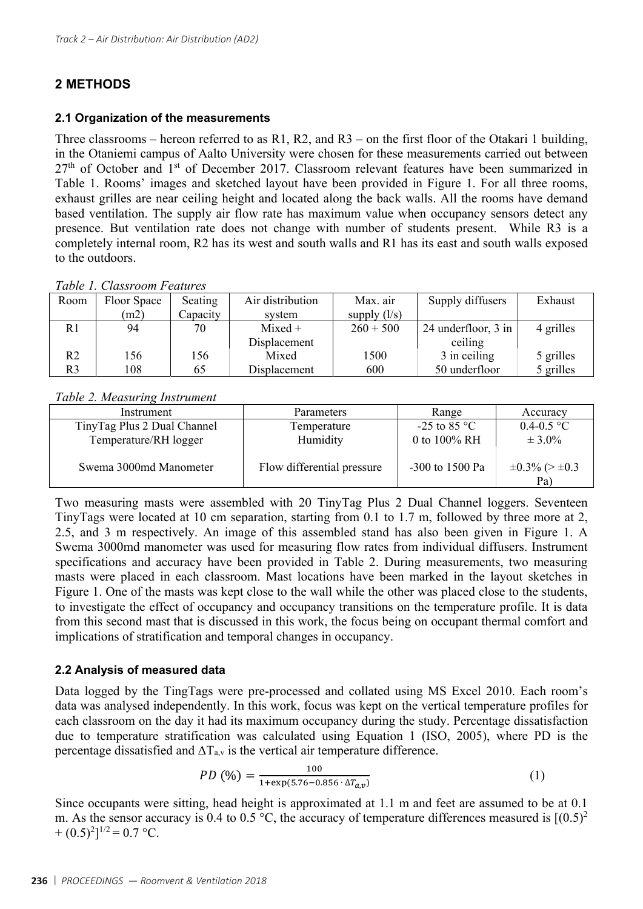## 2 METHODS

### 2.1 Organization of the measurements

Three classrooms – hereon referred to as R1, R2, and R3 – on the first floor of the Otakari 1 building, in the Otaniemi campus of Aalto University were chosen for these measurements carried out between 27th of October and 1st of December 2017. Classroom relevant features have been summarized in Table 1. Rooms' images and sketched layout have been provided in Figure 1. For all three rooms, exhaust grilles are near ceiling height and located along the back walls. All the rooms have demand based ventilation. The supply air flow rate has maximum value when occupancy sensors detect any presence. But ventilation rate does not change with number of students present. While R3 is a completely internal room, R2 has its west and south walls and R1 has its east and south walls exposed to the outdoors.

*Table 1. Classroom Features*

| Room | Floor Space (m2) | Seating Capacity | Air distribution system | Max. air supply (l/s) | Supply diffusers | Exhaust |
|---|---|---|---|---|---|---|
| R1 | 94 | 70 | Mixed + Displacement | 260 + 500 | 24 underfloor, 3 in ceiling | 4 grilles |
| R2 | 156 | 156 | Mixed | 1500 | 3 in ceiling | 5 grilles |
| R3 | 108 | 65 | Displacement | 600 | 50 underfloor | 5 grilles |

*Table 2. Measuring Instrument*

| Instrument | Parameters | Range | Accuracy |
|---|---|---|---|
| TinyTag Plus 2 Dual Channel Temperature/RH logger | Temperature<br>Humidity | -25 to 85 °C<br>0 to 100% RH | 0.4-0.5 °C<br>± 3.0% |
| Swema 3000md Manometer | Flow differential pressure | -300 to 1500 Pa | ±0.3% (> ±0.3 Pa) |

Two measuring masts were assembled with 20 TinyTag Plus 2 Dual Channel loggers. Seventeen TinyTags were located at 10 cm separation, starting from 0.1 to 1.7 m, followed by three more at 2, 2.5, and 3 m respectively. An image of this assembled stand has also been given in Figure 1. A Swema 3000md manometer was used for measuring flow rates from individual diffusers. Instrument specifications and accuracy have been provided in Table 2. During measurements, two measuring masts were placed in each classroom. Mast locations have been marked in the layout sketches in Figure 1. One of the masts was kept close to the wall while the other was placed close to the students, to investigate the effect of occupancy and occupancy transitions on the temperature profile. It is data from this second mast that is discussed in this work, the focus being on occupant thermal comfort and implications of stratification and temporal changes in occupancy.

### 2.2 Analysis of measured data

Data logged by the TingTags were pre-processed and collated using MS Excel 2010. Each room's data was analysed independently. In this work, focus was kept on the vertical temperature profiles for each classroom on the day it had its maximum occupancy during the study. Percentage dissatisfaction due to temperature stratification was calculated using Equation 1 (ISO, 2005), where PD is the percentage dissatisfied and $\Delta T_{a,v}$ is the vertical air temperature difference.

$$PD\,(\%) = \frac{100}{1+\exp(5.76-0.856\cdot\Delta T_{a,v})} \tag{1}$$

Since occupants were sitting, head height is approximated at 1.1 m and feet are assumed to be at 0.1 m. As the sensor accuracy is 0.4 to 0.5 °C, the accuracy of temperature differences measured is $[(0.5)^2 + (0.5)^2]^{1/2} = 0.7$ °C.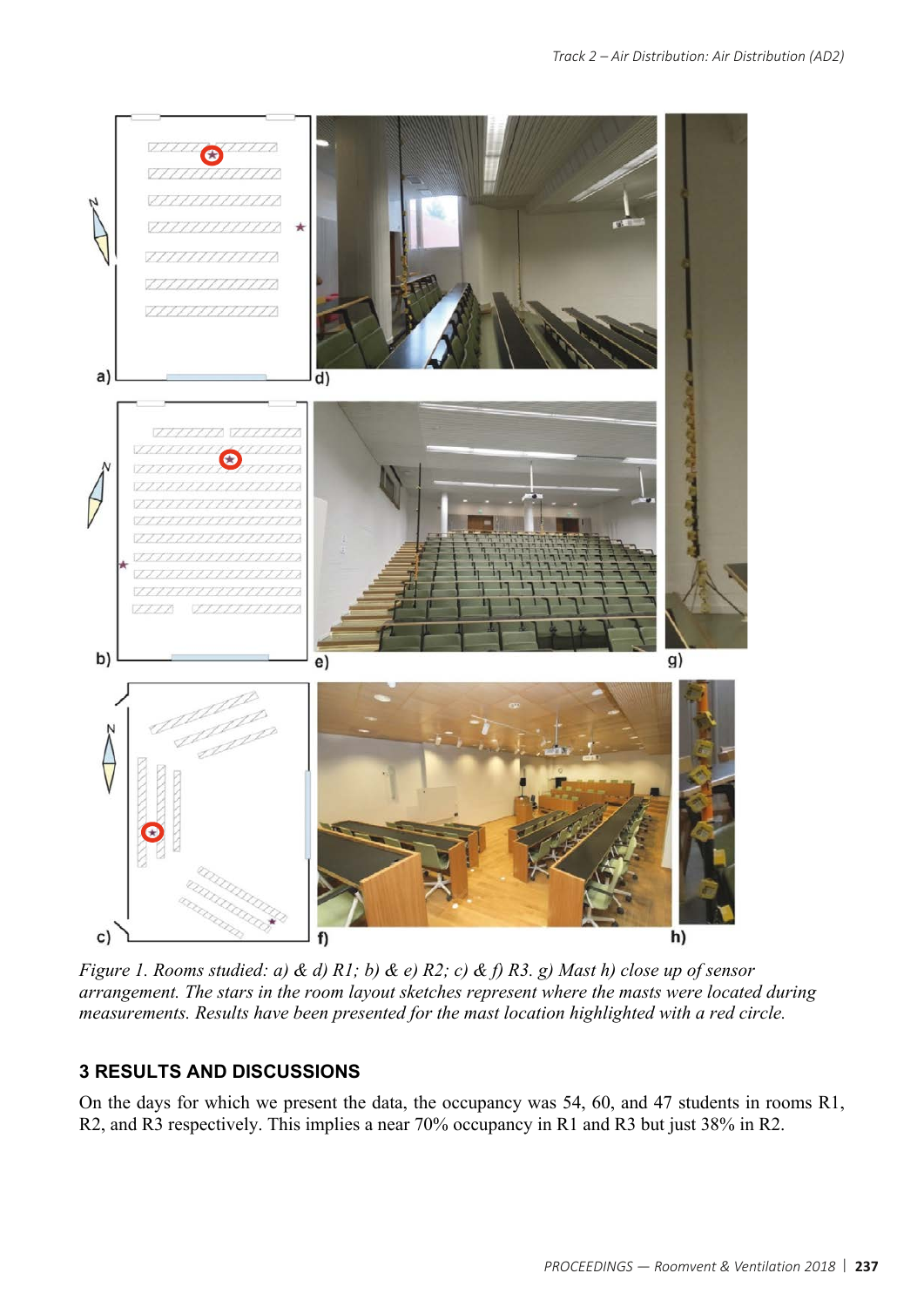*Figure 1. Rooms studied: a) & d) R1; b) & e) R2; c) & f) R3. g) Mast h) close up of sensor arrangement. The stars in the room layout sketches represent where the masts were located during measurements. Results have been presented for the mast location highlighted with a red circle.*

## 3 RESULTS AND DISCUSSIONS

On the days for which we present the data, the occupancy was 54, 60, and 47 students in rooms R1, R2, and R3 respectively. This implies a near 70% occupancy in R1 and R3 but just 38% in R2.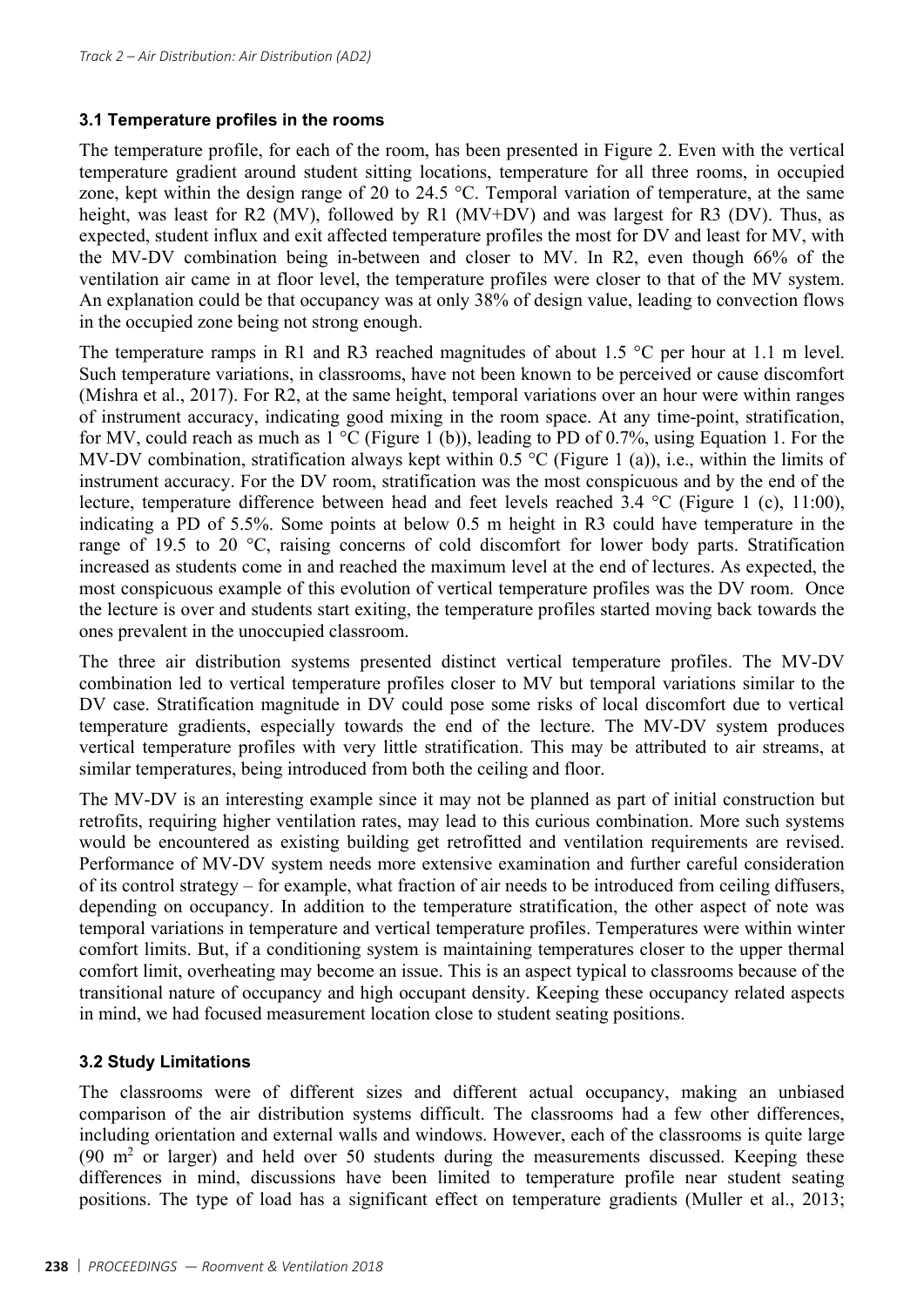### 3.1 Temperature profiles in the rooms

The temperature profile, for each of the room, has been presented in Figure 2. Even with the vertical temperature gradient around student sitting locations, temperature for all three rooms, in occupied zone, kept within the design range of 20 to 24.5 °C. Temporal variation of temperature, at the same height, was least for R2 (MV), followed by R1 (MV+DV) and was largest for R3 (DV). Thus, as expected, student influx and exit affected temperature profiles the most for DV and least for MV, with the MV-DV combination being in-between and closer to MV. In R2, even though 66% of the ventilation air came in at floor level, the temperature profiles were closer to that of the MV system. An explanation could be that occupancy was at only 38% of design value, leading to convection flows in the occupied zone being not strong enough.

The temperature ramps in R1 and R3 reached magnitudes of about 1.5 °C per hour at 1.1 m level. Such temperature variations, in classrooms, have not been known to be perceived or cause discomfort (Mishra et al., 2017). For R2, at the same height, temporal variations over an hour were within ranges of instrument accuracy, indicating good mixing in the room space. At any time-point, stratification, for MV, could reach as much as 1 °C (Figure 1 (b)), leading to PD of 0.7%, using Equation 1. For the MV-DV combination, stratification always kept within 0.5 °C (Figure 1 (a)), i.e., within the limits of instrument accuracy. For the DV room, stratification was the most conspicuous and by the end of the lecture, temperature difference between head and feet levels reached 3.4 °C (Figure 1 (c), 11:00), indicating a PD of 5.5%. Some points at below 0.5 m height in R3 could have temperature in the range of 19.5 to 20 °C, raising concerns of cold discomfort for lower body parts. Stratification increased as students come in and reached the maximum level at the end of lectures. As expected, the most conspicuous example of this evolution of vertical temperature profiles was the DV room. Once the lecture is over and students start exiting, the temperature profiles started moving back towards the ones prevalent in the unoccupied classroom.

The three air distribution systems presented distinct vertical temperature profiles. The MV-DV combination led to vertical temperature profiles closer to MV but temporal variations similar to the DV case. Stratification magnitude in DV could pose some risks of local discomfort due to vertical temperature gradients, especially towards the end of the lecture. The MV-DV system produces vertical temperature profiles with very little stratification. This may be attributed to air streams, at similar temperatures, being introduced from both the ceiling and floor.

The MV-DV is an interesting example since it may not be planned as part of initial construction but retrofits, requiring higher ventilation rates, may lead to this curious combination. More such systems would be encountered as existing building get retrofitted and ventilation requirements are revised. Performance of MV-DV system needs more extensive examination and further careful consideration of its control strategy – for example, what fraction of air needs to be introduced from ceiling diffusers, depending on occupancy. In addition to the temperature stratification, the other aspect of note was temporal variations in temperature and vertical temperature profiles. Temperatures were within winter comfort limits. But, if a conditioning system is maintaining temperatures closer to the upper thermal comfort limit, overheating may become an issue. This is an aspect typical to classrooms because of the transitional nature of occupancy and high occupant density. Keeping these occupancy related aspects in mind, we had focused measurement location close to student seating positions.

### 3.2 Study Limitations

The classrooms were of different sizes and different actual occupancy, making an unbiased comparison of the air distribution systems difficult. The classrooms had a few other differences, including orientation and external walls and windows. However, each of the classrooms is quite large (90 $m^2$ or larger) and held over 50 students during the measurements discussed. Keeping these differences in mind, discussions have been limited to temperature profile near student seating positions. The type of load has a significant effect on temperature gradients (Muller et al., 2013;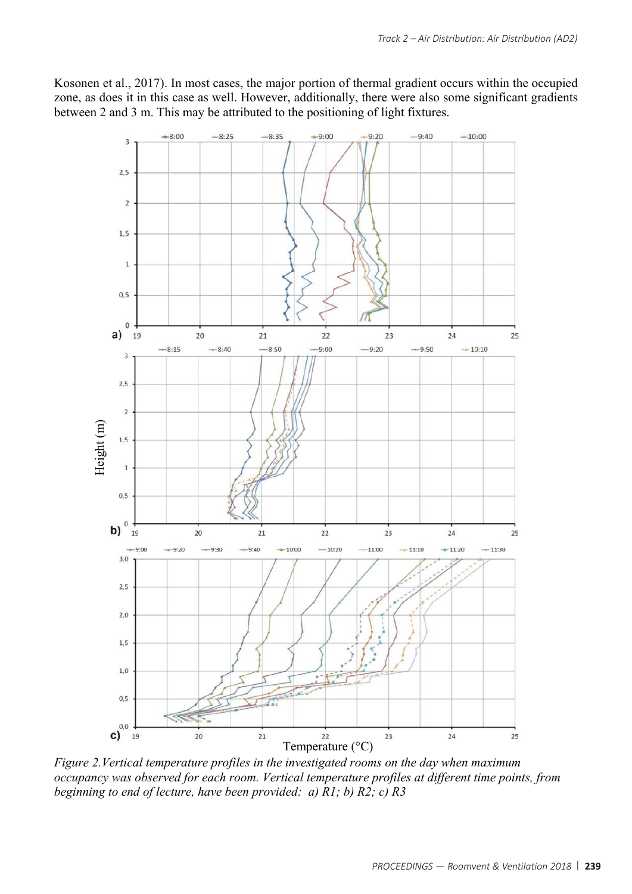Kosonen et al., 2017). In most cases, the major portion of thermal gradient occurs within the occupied zone, as does it in this case as well. However, additionally, there were also some significant gradients between 2 and 3 m. This may be attributed to the positioning of light fixtures.

*Figure 2. Vertical temperature profiles in the investigated rooms on the day when maximum occupancy was observed for each room. Vertical temperature profiles at different time points, from beginning to end of lecture, have been provided: a) R1; b) R2; c) R3*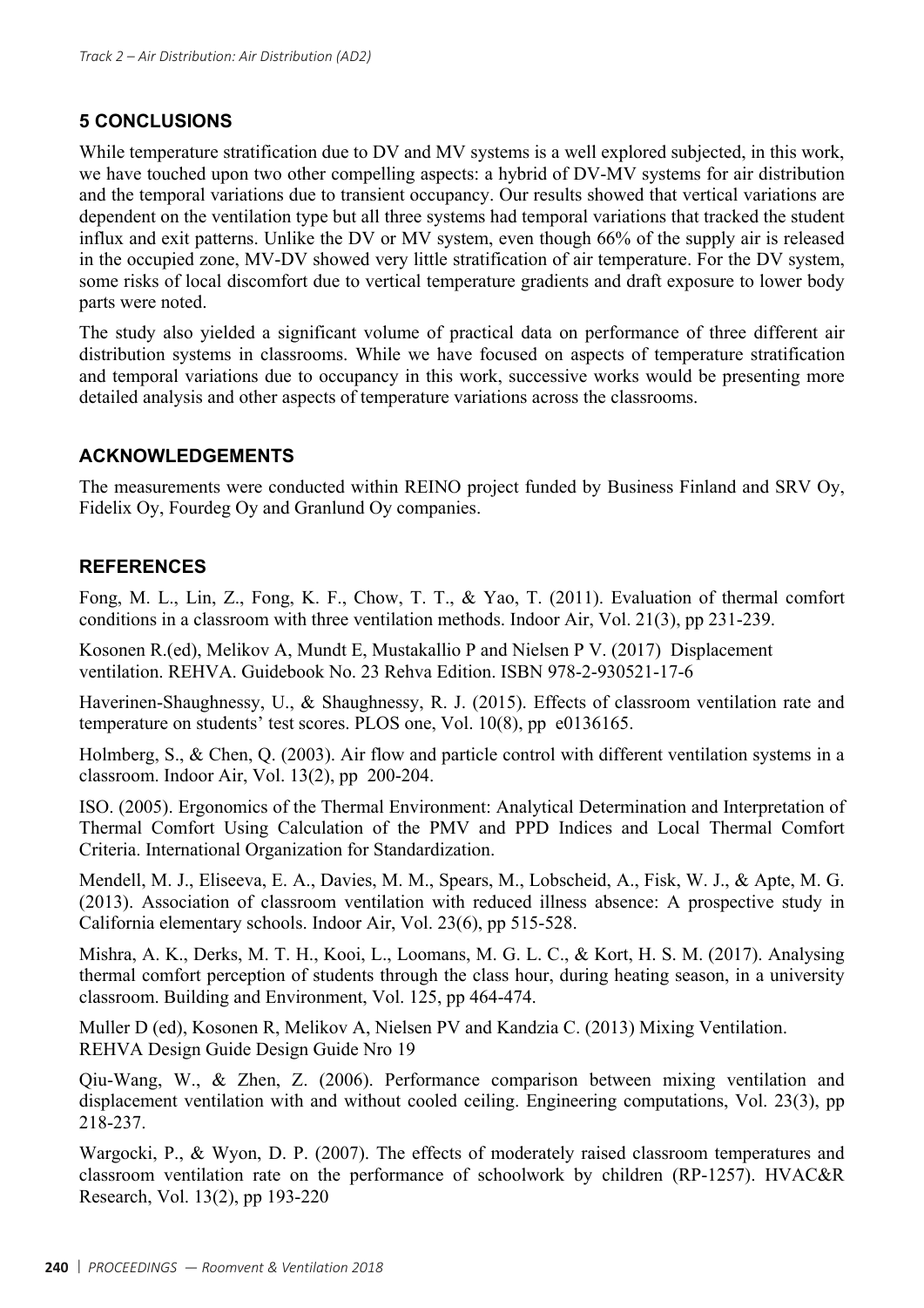## 5 CONCLUSIONS

While temperature stratification due to DV and MV systems is a well explored subjected, in this work, we have touched upon two other compelling aspects: a hybrid of DV-MV systems for air distribution and the temporal variations due to transient occupancy. Our results showed that vertical variations are dependent on the ventilation type but all three systems had temporal variations that tracked the student influx and exit patterns. Unlike the DV or MV system, even though 66% of the supply air is released in the occupied zone, MV-DV showed very little stratification of air temperature. For the DV system, some risks of local discomfort due to vertical temperature gradients and draft exposure to lower body parts were noted.

The study also yielded a significant volume of practical data on performance of three different air distribution systems in classrooms. While we have focused on aspects of temperature stratification and temporal variations due to occupancy in this work, successive works would be presenting more detailed analysis and other aspects of temperature variations across the classrooms.

## ACKNOWLEDGEMENTS

The measurements were conducted within REINO project funded by Business Finland and SRV Oy, Fidelix Oy, Fourdeg Oy and Granlund Oy companies.

## REFERENCES

Fong, M. L., Lin, Z., Fong, K. F., Chow, T. T., & Yao, T. (2011). Evaluation of thermal comfort conditions in a classroom with three ventilation methods. Indoor Air, Vol. 21(3), pp 231-239.

Kosonen R.(ed), Melikov A, Mundt E, Mustakallio P and Nielsen P V. (2017) Displacement ventilation. REHVA. Guidebook No. 23 Rehva Edition. ISBN 978-2-930521-17-6

Haverinen-Shaughnessy, U., & Shaughnessy, R. J. (2015). Effects of classroom ventilation rate and temperature on students' test scores. PLOS one, Vol. 10(8), pp e0136165.

Holmberg, S., & Chen, Q. (2003). Air flow and particle control with different ventilation systems in a classroom. Indoor Air, Vol. 13(2), pp 200-204.

ISO. (2005). Ergonomics of the Thermal Environment: Analytical Determination and Interpretation of Thermal Comfort Using Calculation of the PMV and PPD Indices and Local Thermal Comfort Criteria. International Organization for Standardization.

Mendell, M. J., Eliseeva, E. A., Davies, M. M., Spears, M., Lobscheid, A., Fisk, W. J., & Apte, M. G. (2013). Association of classroom ventilation with reduced illness absence: A prospective study in California elementary schools. Indoor Air, Vol. 23(6), pp 515-528.

Mishra, A. K., Derks, M. T. H., Kooi, L., Loomans, M. G. L. C., & Kort, H. S. M. (2017). Analysing thermal comfort perception of students through the class hour, during heating season, in a university classroom. Building and Environment, Vol. 125, pp 464-474.

Muller D (ed), Kosonen R, Melikov A, Nielsen PV and Kandzia C. (2013) Mixing Ventilation. REHVA Design Guide Design Guide Nro 19

Qiu-Wang, W., & Zhen, Z. (2006). Performance comparison between mixing ventilation and displacement ventilation with and without cooled ceiling. Engineering computations, Vol. 23(3), pp 218-237.

Wargocki, P., & Wyon, D. P. (2007). The effects of moderately raised classroom temperatures and classroom ventilation rate on the performance of schoolwork by children (RP-1257). HVAC&R Research, Vol. 13(2), pp 193-220